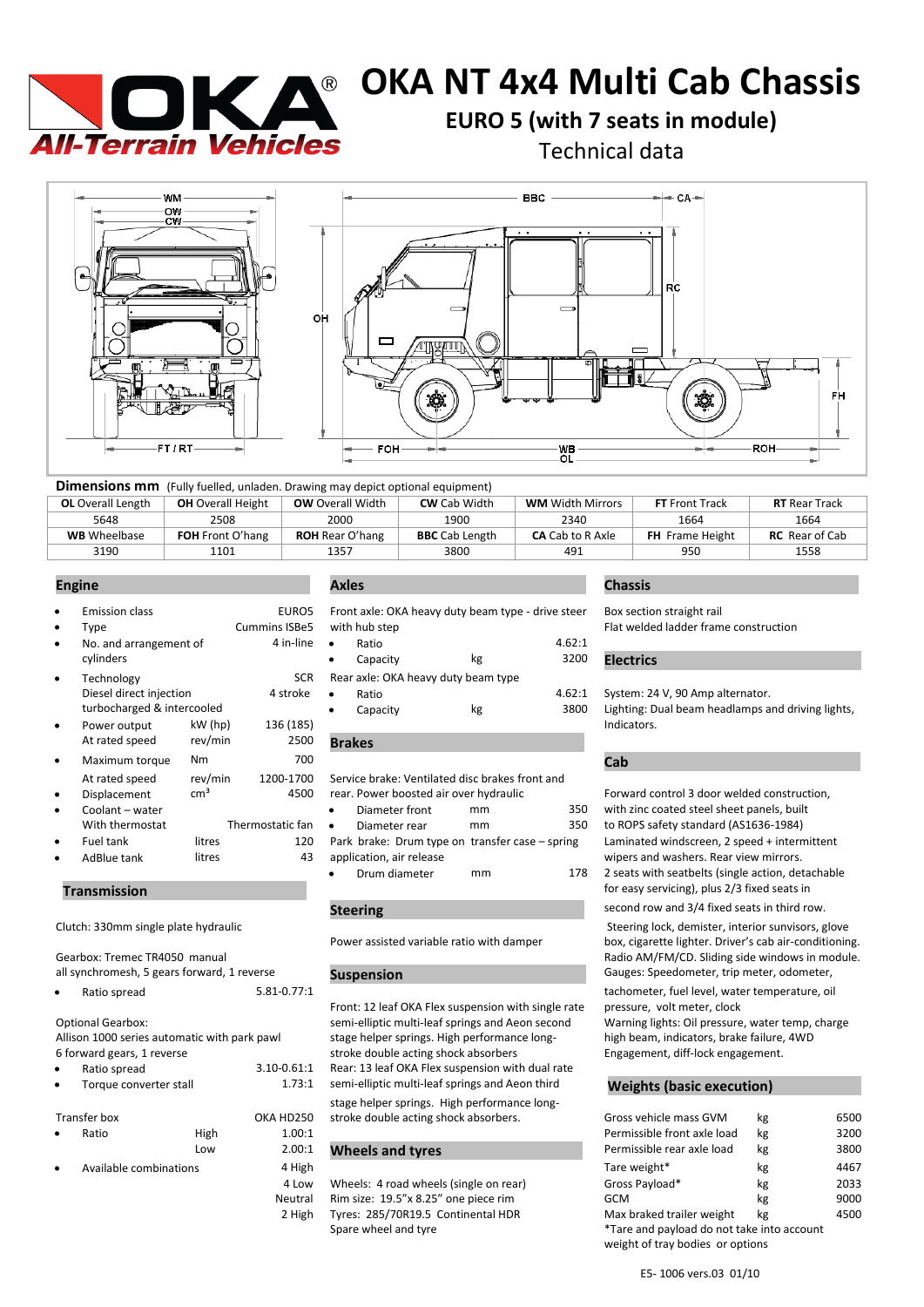# OKA NT 4x4 Multi Cab Chassis

## EURO 5 (with 7 seats in module)

Technical data

**Dimensions mm** (Fully fuelled, unladen. Drawing may depict optional equipment)

| **OL** Overall Length | **OH** Overall Height | **OW** Overall Width | **CW** Cab Width | **WM** Width Mirrors | **FT** Front Track | **RT** Rear Track |
|---|---|---|---|---|---|---|
| 5648 | 2508 | 2000 | 1900 | 2340 | 1664 | 1664 |
| **WB** Wheelbase | **FOH** Front O'hang | **ROH** Rear O'hang | **BBC** Cab Length | **CA** Cab to R Axle | **FH** Frame Height | **RC** Rear of Cab |
| 3190 | 1101 | 1357 | 3800 | 491 | 950 | 1558 |

## Engine

- Emission class — EURO5
- Type — Cummins ISBe5
- No. and arrangement of cylinders — 4 in-line
- Technology — SCR
  Diesel direct injection — 4 stroke
  turbocharged & intercooled
- Power output — kW (hp) — 136 (185)
  At rated speed — rev/min — 2500
- Maximum torque — Nm — 700
  At rated speed — rev/min — 1200-1700
- Displacement — $cm^3$ — 4500
- Coolant – water
  With thermostat — Thermostatic fan
- Fuel tank — litres — 120
- AdBlue tank — litres — 43

## Transmission

Clutch: 330mm single plate hydraulic

Gearbox: Tremec TR4050 manual
all synchromesh, 5 gears forward, 1 reverse

- Ratio spread — 5.81-0.77:1

Optional Gearbox:
Allison 1000 series automatic with park pawl
6 forward gears, 1 reverse

- Ratio spread — 3.10-0.61:1
- Torque converter stall — 1.73:1

Transfer box — OKA HD250

- Ratio — High — 1.00:1
  Low — 2.00:1
- Available combinations — 4 High, 4 Low, Neutral, 2 High

## Axles

Front axle: OKA heavy duty beam type - drive steer with hub step

- Ratio — 4.62:1
- Capacity — kg — 3200

Rear axle: OKA heavy duty beam type

- Ratio — 4.62:1
- Capacity — kg — 3800

## Brakes

Service brake: Ventilated disc brakes front and rear. Power boosted air over hydraulic

- Diameter front — mm — 350
- Diameter rear — mm — 350

Park brake: Drum type on transfer case – spring application, air release

- Drum diameter — mm — 178

## Steering

Power assisted variable ratio with damper

## Suspension

Front: 12 leaf OKA Flex suspension with single rate semi-elliptic multi-leaf springs and Aeon second stage helper springs. High performance long-stroke double acting shock absorbers
Rear: 13 leaf OKA Flex suspension with dual rate semi-elliptic multi-leaf springs and Aeon third stage helper springs. High performance long-stroke double acting shock absorbers.

## Wheels and tyres

Wheels: 4 road wheels (single on rear)
Rim size: 19.5"x 8.25" one piece rim
Tyres: 285/70R19.5 Continental HDR
Spare wheel and tyre

## Chassis

Box section straight rail
Flat welded ladder frame construction

## Electrics

System: 24 V, 90 Amp alternator.
Lighting: Dual beam headlamps and driving lights, Indicators.

## Cab

Forward control 3 door welded construction, with zinc coated steel sheet panels, built to ROPS safety standard (AS1636-1984)
Laminated windscreen, 2 speed + intermittent wipers and washers. Rear view mirrors.
2 seats with seatbelts (single action, detachable for easy servicing), plus 2/3 fixed seats in second row and 3/4 fixed seats in third row.
Steering lock, demister, interior sunvisors, glove box, cigarette lighter. Driver's cab air-conditioning. Radio AM/FM/CD. Sliding side windows in module.
Gauges: Speedometer, trip meter, odometer, tachometer, fuel level, water temperature, oil pressure, volt meter, clock
Warning lights: Oil pressure, water temp, charge high beam, indicators, brake failure, 4WD Engagement, diff-lock engagement.

## Weights (basic execution)

| | | |
|---|---|---|
| Gross vehicle mass GVM | kg | 6500 |
| Permissible front axle load | kg | 3200 |
| Permissible rear axle load | kg | 3800 |
| Tare weight* | kg | 4467 |
| Gross Payload* | kg | 2033 |
| GCM | kg | 9000 |
| Max braked trailer weight | kg | 4500 |

*Tare and payload do not take into account weight of tray bodies or options

E5- 1006 vers.03 01/10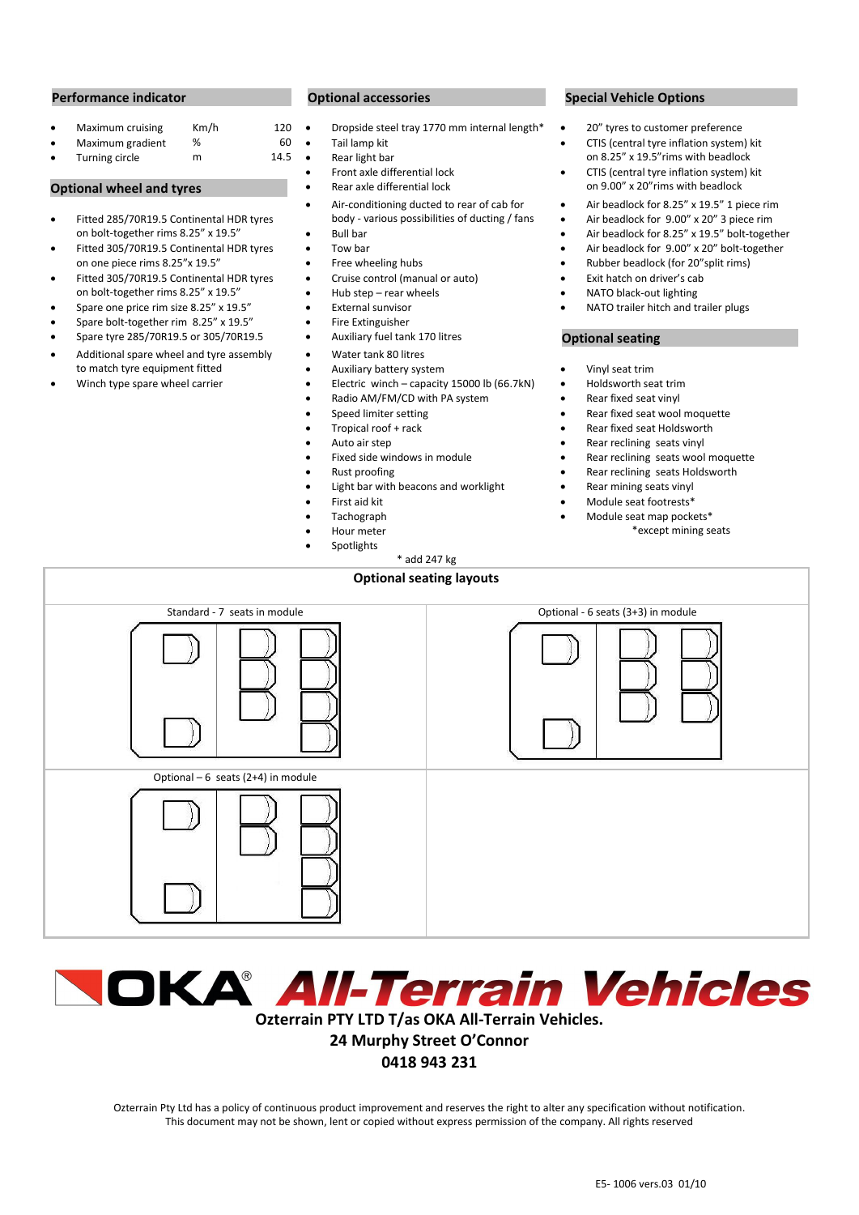## Performance indicator

| | | |
|---|---|---|
| Maximum cruising | Km/h | 120 |
| Maximum gradient | % | 60 |
| Turning circle | m | 14.5 |

## Optional wheel and tyres

- Fitted 285/70R19.5 Continental HDR tyres on bolt-together rims 8.25" x 19.5"
- Fitted 305/70R19.5 Continental HDR tyres on one piece rims 8.25"x 19.5"
- Fitted 305/70R19.5 Continental HDR tyres on bolt-together rims 8.25" x 19.5"
- Spare one price rim size 8.25" x 19.5"
- Spare bolt-together rim 8.25" x 19.5"
- Spare tyre 285/70R19.5 or 305/70R19.5
- Additional spare wheel and tyre assembly to match tyre equipment fitted
- Winch type spare wheel carrier

## Optional accessories

- Dropside steel tray 1770 mm internal length*
- Tail lamp kit
- Rear light bar
- Front axle differential lock
- Rear axle differential lock
- Air-conditioning ducted to rear of cab for body - various possibilities of ducting / fans
- Bull bar
- Tow bar
- Free wheeling hubs
- Cruise control (manual or auto)
- Hub step – rear wheels
- External sunvisor
- Fire Extinguisher
- Auxiliary fuel tank 170 litres
- Water tank 80 litres
- Auxiliary battery system
- Electric winch – capacity 15000 lb (66.7kN)
- Radio AM/FM/CD with PA system
- Speed limiter setting
- Tropical roof + rack
- Auto air step
- Fixed side windows in module
- Rust proofing
- Light bar with beacons and worklight
- First aid kit
- Tachograph
- Hour meter
- Spotlights

\* add 247 kg

## Special Vehicle Options

- 20" tyres to customer preference
- CTIS (central tyre inflation system) kit on 8.25" x 19.5"rims with beadlock
- CTIS (central tyre inflation system) kit on 9.00" x 20"rims with beadlock
- Air beadlock for 8.25" x 19.5" 1 piece rim
- Air beadlock for 9.00" x 20" 3 piece rim
- Air beadlock for 8.25" x 19.5" bolt-together
- Air beadlock for 9.00" x 20" bolt-together
- Rubber beadlock (for 20"split rims)
- Exit hatch on driver's cab
- NATO black-out lighting
- NATO trailer hitch and trailer plugs

## Optional seating

- Vinyl seat trim
- Holdsworth seat trim
- Rear fixed seat vinyl
- Rear fixed seat wool moquette
- Rear fixed seat Holdsworth
- Rear reclining seats vinyl
- Rear reclining seats wool moquette
- Rear reclining seats Holdsworth
- Rear mining seats vinyl
- Module seat footrests*
- Module seat map pockets*

\*except mining seats

## Optional seating layouts

Standard - 7 seats in module

Optional - 6 seats (3+3) in module

Optional – 6 seats (2+4) in module

**OKA® All-Terrain Vehicles**

**Ozterrain PTY LTD T/as OKA All-Terrain Vehicles.**
**24 Murphy Street O'Connor**
**0418 943 231**

Ozterrain Pty Ltd has a policy of continuous product improvement and reserves the right to alter any specification without notification. This document may not be shown, lent or copied without express permission of the company. All rights reserved

E5- 1006 vers.03 01/10